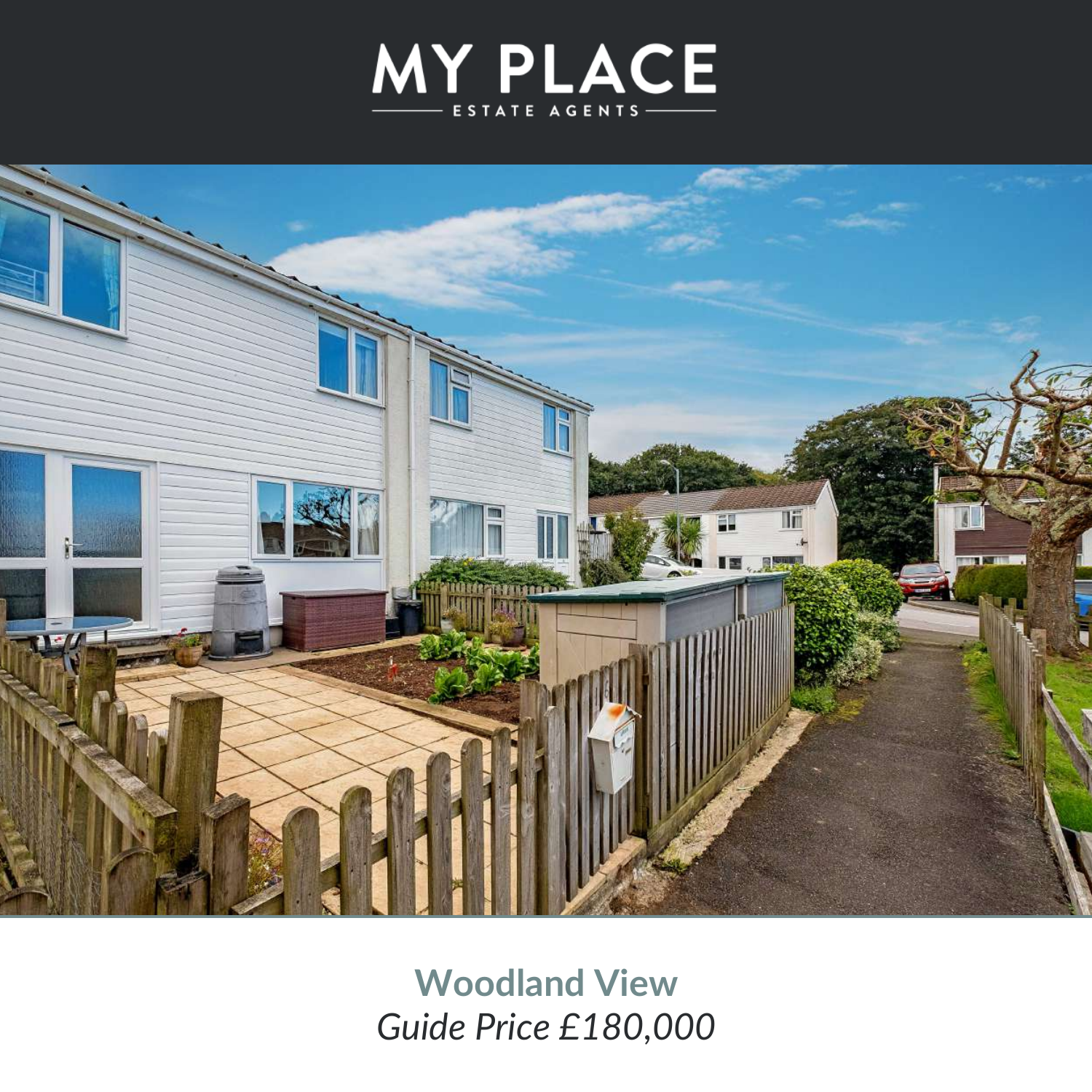MY PLACE

ESTATE AGENTS

# Woodland View

*Guide Price £180,000*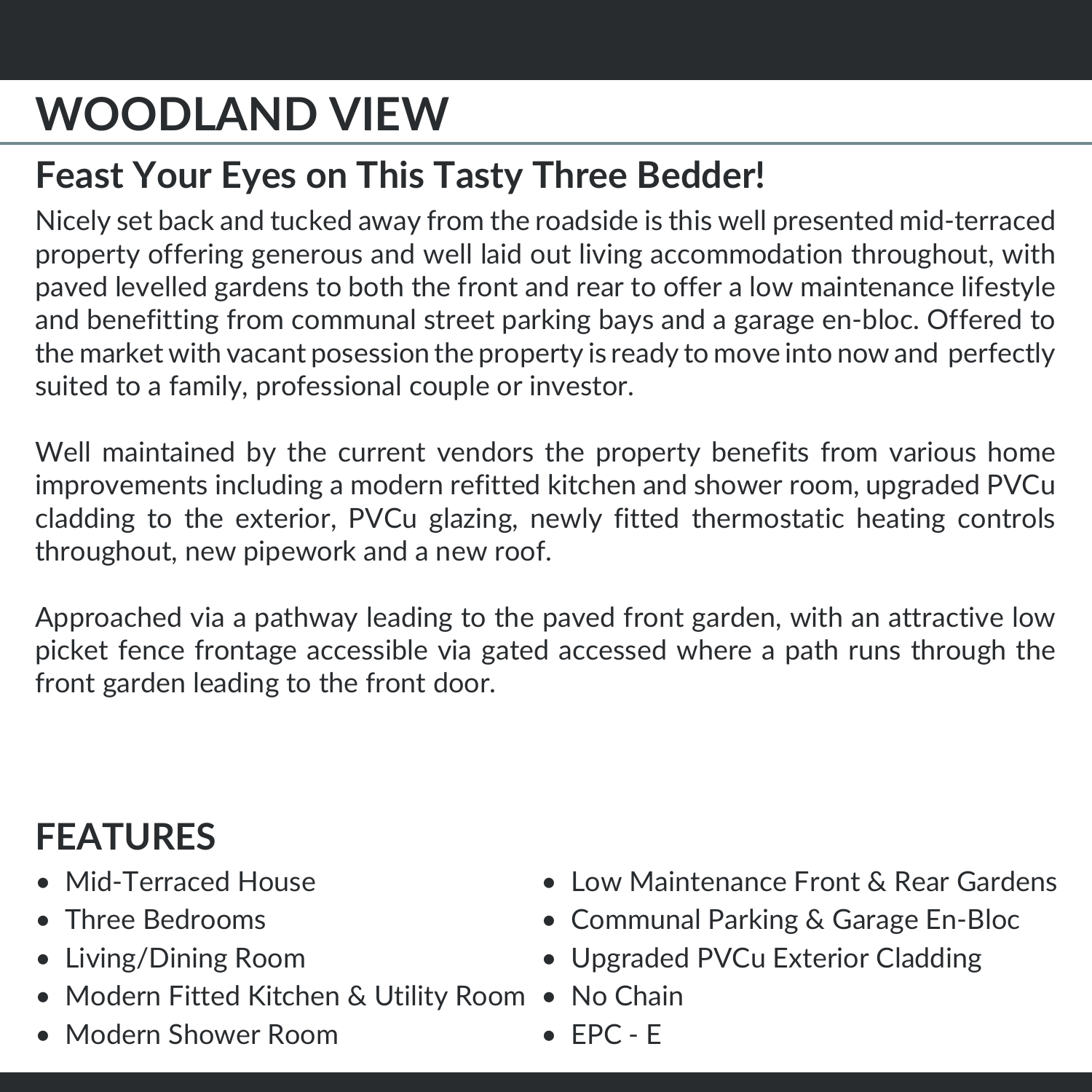# WOODLAND VIEW

## Feast Your Eyes on This Tasty Three Bedder!

Nicely set back and tucked away from the roadside is this well presented mid-terraced property offering generous and well laid out living accommodation throughout, with paved levelled gardens to both the front and rear to offer a low maintenance lifestyle and benefitting from communal street parking bays and a garage en-bloc. Offered to the market with vacant posession the property is ready to move into now and perfectly suited to a family, professional couple or investor.

Well maintained by the current vendors the property benefits from various home improvements including a modern refitted kitchen and shower room, upgraded PVCu cladding to the exterior, PVCu glazing, newly fitted thermostatic heating controls throughout, new pipework and a new roof.

Approached via a pathway leading to the paved front garden, with an attractive low picket fence frontage accessible via gated accessed where a path runs through the front garden leading to the front door.

## FEATURES

- Mid-Terraced House
- Three Bedrooms
- Living/Dining Room
- Modern Fitted Kitchen & Utility Room
- Modern Shower Room
- Low Maintenance Front & Rear Gardens
- Communal Parking & Garage En-Bloc
- Upgraded PVCu Exterior Cladding
- No Chain
- EPC - E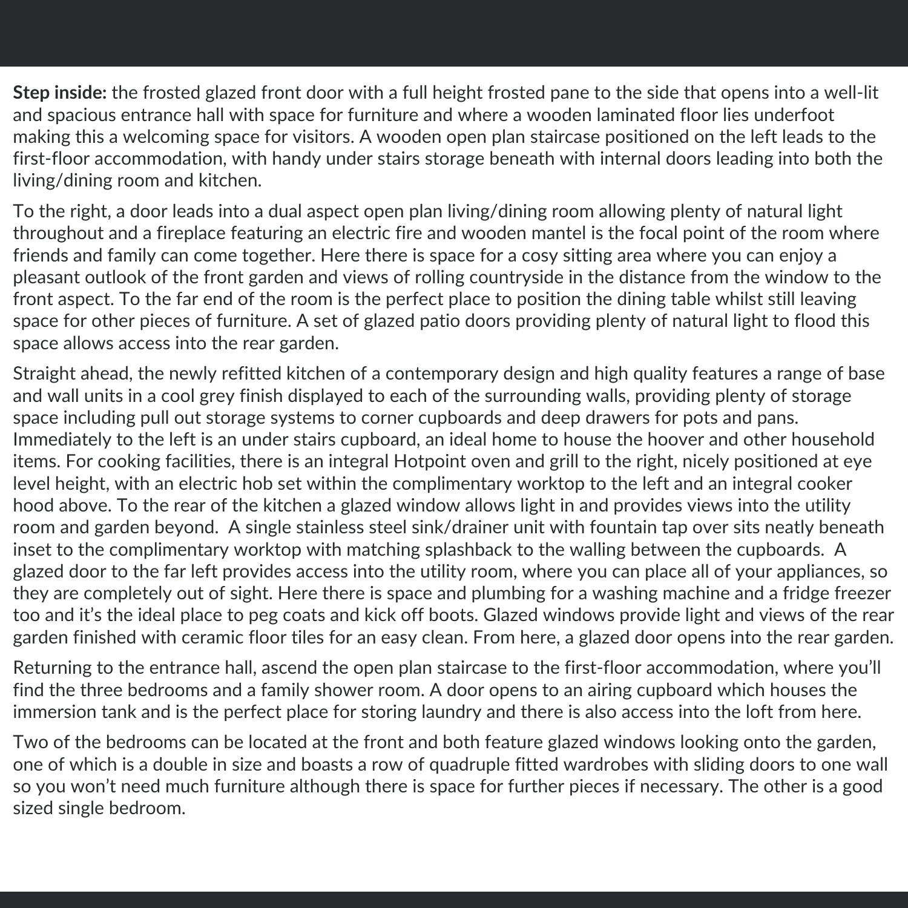**Step inside:** the frosted glazed front door with a full height frosted pane to the side that opens into a well-lit and spacious entrance hall with space for furniture and where a wooden laminated floor lies underfoot making this a welcoming space for visitors. A wooden open plan staircase positioned on the left leads to the first-floor accommodation, with handy under stairs storage beneath with internal doors leading into both the living/dining room and kitchen.

To the right, a door leads into a dual aspect open plan living/dining room allowing plenty of natural light throughout and a fireplace featuring an electric fire and wooden mantel is the focal point of the room where friends and family can come together. Here there is space for a cosy sitting area where you can enjoy a pleasant outlook of the front garden and views of rolling countryside in the distance from the window to the front aspect. To the far end of the room is the perfect place to position the dining table whilst still leaving space for other pieces of furniture. A set of glazed patio doors providing plenty of natural light to flood this space allows access into the rear garden.

Straight ahead, the newly refitted kitchen of a contemporary design and high quality features a range of base and wall units in a cool grey finish displayed to each of the surrounding walls, providing plenty of storage space including pull out storage systems to corner cupboards and deep drawers for pots and pans. Immediately to the left is an under stairs cupboard, an ideal home to house the hoover and other household items. For cooking facilities, there is an integral Hotpoint oven and grill to the right, nicely positioned at eye level height, with an electric hob set within the complimentary worktop to the left and an integral cooker hood above. To the rear of the kitchen a glazed window allows light in and provides views into the utility room and garden beyond. A single stainless steel sink/drainer unit with fountain tap over sits neatly beneath inset to the complimentary worktop with matching splashback to the walling between the cupboards. A glazed door to the far left provides access into the utility room, where you can place all of your appliances, so they are completely out of sight. Here there is space and plumbing for a washing machine and a fridge freezer too and it's the ideal place to peg coats and kick off boots. Glazed windows provide light and views of the rear garden finished with ceramic floor tiles for an easy clean. From here, a glazed door opens into the rear garden.

Returning to the entrance hall, ascend the open plan staircase to the first-floor accommodation, where you'll find the three bedrooms and a family shower room. A door opens to an airing cupboard which houses the immersion tank and is the perfect place for storing laundry and there is also access into the loft from here.

Two of the bedrooms can be located at the front and both feature glazed windows looking onto the garden, one of which is a double in size and boasts a row of quadruple fitted wardrobes with sliding doors to one wall so you won't need much furniture although there is space for further pieces if necessary. The other is a good sized single bedroom.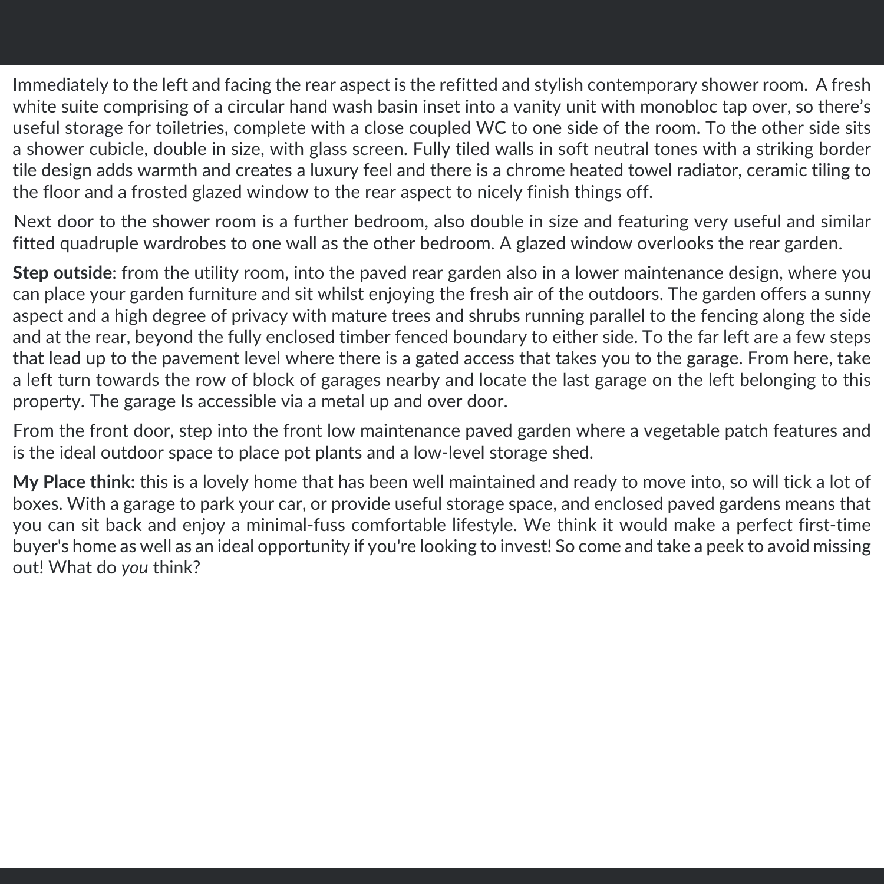Immediately to the left and facing the rear aspect is the refitted and stylish contemporary shower room. A fresh white suite comprising of a circular hand wash basin inset into a vanity unit with monobloc tap over, so there's useful storage for toiletries, complete with a close coupled WC to one side of the room. To the other side sits a shower cubicle, double in size, with glass screen. Fully tiled walls in soft neutral tones with a striking border tile design adds warmth and creates a luxury feel and there is a chrome heated towel radiator, ceramic tiling to the floor and a frosted glazed window to the rear aspect to nicely finish things off.

Next door to the shower room is a further bedroom, also double in size and featuring very useful and similar fitted quadruple wardrobes to one wall as the other bedroom. A glazed window overlooks the rear garden.

**Step outside**: from the utility room, into the paved rear garden also in a lower maintenance design, where you can place your garden furniture and sit whilst enjoying the fresh air of the outdoors. The garden offers a sunny aspect and a high degree of privacy with mature trees and shrubs running parallel to the fencing along the side and at the rear, beyond the fully enclosed timber fenced boundary to either side. To the far left are a few steps that lead up to the pavement level where there is a gated access that takes you to the garage. From here, take a left turn towards the row of block of garages nearby and locate the last garage on the left belonging to this property. The garage Is accessible via a metal up and over door.

From the front door, step into the front low maintenance paved garden where a vegetable patch features and is the ideal outdoor space to place pot plants and a low-level storage shed.

**My Place think:** this is a lovely home that has been well maintained and ready to move into, so will tick a lot of boxes. With a garage to park your car, or provide useful storage space, and enclosed paved gardens means that you can sit back and enjoy a minimal-fuss comfortable lifestyle. We think it would make a perfect first-time buyer's home as well as an ideal opportunity if you're looking to invest! So come and take a peek to avoid missing out! What do *you* think?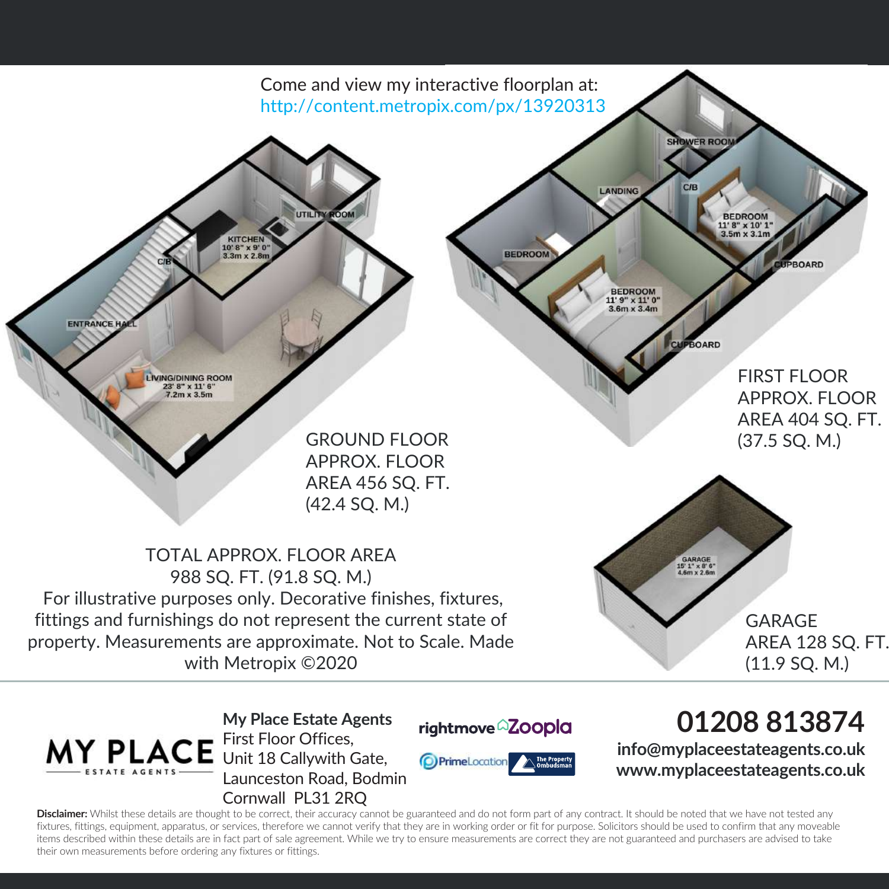Come and view my interactive floorplan at:
http://content.metropix.com/px/13920313

ENTRANCE HALL

C/B

KITCHEN
10' 8" x 9' 0"
3.3m x 2.8m

UTILITY ROOM

LIVING/DINING ROOM
23' 8" x 11' 6"
7.2m x 3.5m

GROUND FLOOR
APPROX. FLOOR
AREA 456 SQ. FT.
(42.4 SQ. M.)

SHOWER ROOM

LANDING

C/B

BEDROOM
11' 8" x 10' 1"
3.5m x 3.1m

BEDROOM

BEDROOM
11' 9" x 11' 0"
3.6m x 3.4m

CUPBOARD

CUPBOARD

FIRST FLOOR
APPROX. FLOOR
AREA 404 SQ. FT.
(37.5 SQ. M.)

GARAGE
15' 1" x 8' 6"
4.6m x 2.6m

GARAGE
AREA 128 SQ. FT.
(11.9 SQ. M.)

TOTAL APPROX. FLOOR AREA
988 SQ. FT. (91.8 SQ. M.)
For illustrative purposes only. Decorative finishes, fixtures, fittings and furnishings do not represent the current state of property. Measurements are approximate. Not to Scale. Made with Metropix ©2020

MY PLACE
ESTATE AGENTS

**My Place Estate Agents**
First Floor Offices,
Unit 18 Callywith Gate,
Launceston Road, Bodmin
Cornwall PL31 2RQ

rightmove Zoopla
PrimeLocation
The Property Ombudsman

**01208 813874**
**info@myplaceestateagents.co.uk**
**www.myplaceestateagents.co.uk**

**Disclaimer:** Whilst these details are thought to be correct, their accuracy cannot be guaranteed and do not form part of any contract. It should be noted that we have not tested any fixtures, fittings, equipment, apparatus, or services, therefore we cannot verify that they are in working order or fit for purpose. Solicitors should be used to confirm that any moveable items described within these details are in fact part of sale agreement. While we try to ensure measurements are correct they are not guaranteed and purchasers are advised to take their own measurements before ordering any fixtures or fittings.